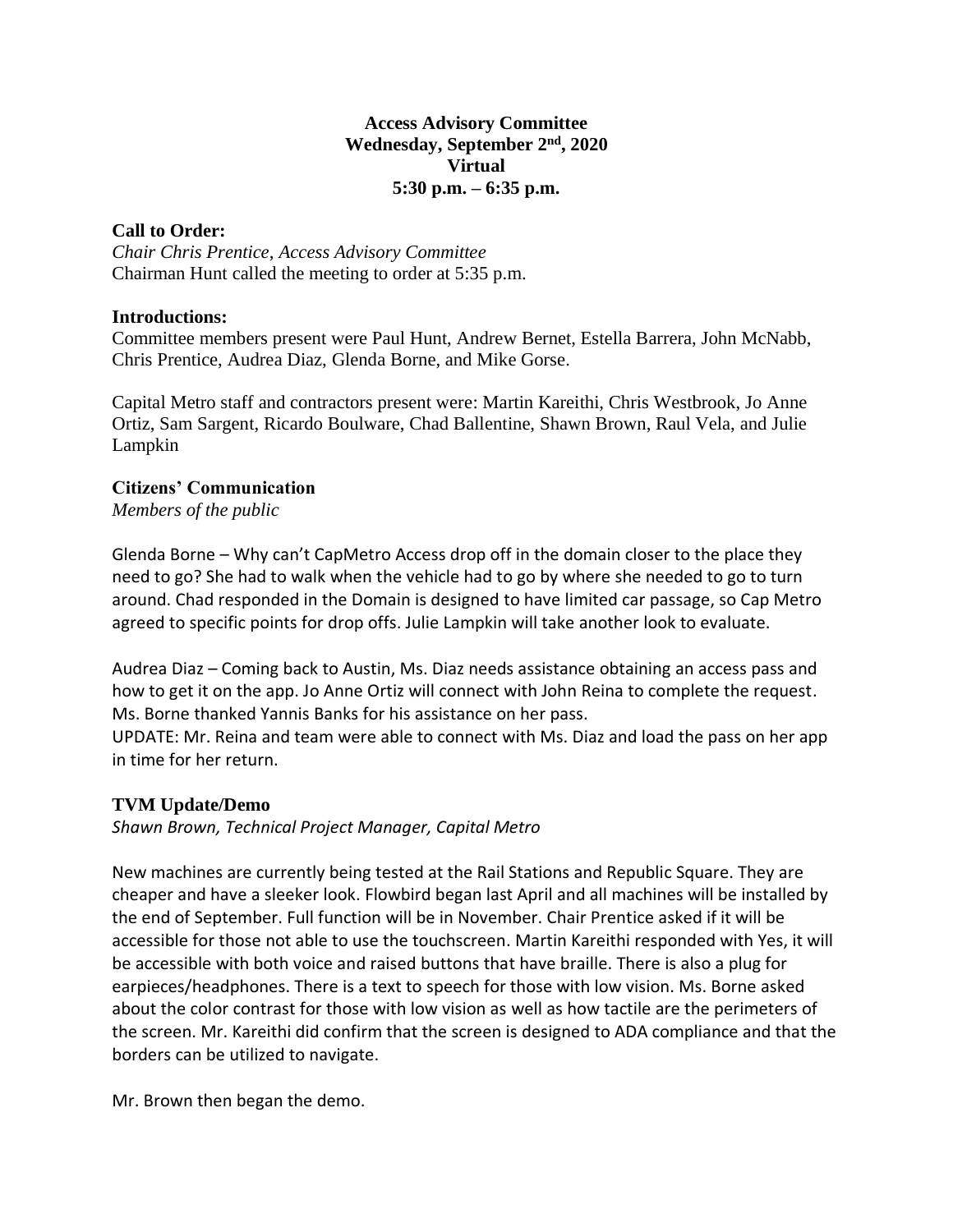**Access Advisory Committee**
**Wednesday, September 2nd, 2020**
**Virtual**
**5:30 p.m. – 6:35 p.m.**

**Call to Order:**
*Chair Chris Prentice, Access Advisory Committee*
Chairman Hunt called the meeting to order at 5:35 p.m.

**Introductions:**
Committee members present were Paul Hunt, Andrew Bernet, Estella Barrera, John McNabb, Chris Prentice, Audrea Diaz, Glenda Borne, and Mike Gorse.

Capital Metro staff and contractors present were: Martin Kareithi, Chris Westbrook, Jo Anne Ortiz, Sam Sargent, Ricardo Boulware, Chad Ballentine, Shawn Brown, Raul Vela, and Julie Lampkin

**Citizens' Communication**
*Members of the public*

Glenda Borne – Why can't CapMetro Access drop off in the domain closer to the place they need to go? She had to walk when the vehicle had to go by where she needed to go to turn around. Chad responded in the Domain is designed to have limited car passage, so Cap Metro agreed to specific points for drop offs. Julie Lampkin will take another look to evaluate.

Audrea Diaz – Coming back to Austin, Ms. Diaz needs assistance obtaining an access pass and how to get it on the app. Jo Anne Ortiz will connect with John Reina to complete the request. Ms. Borne thanked Yannis Banks for his assistance on her pass.
UPDATE: Mr. Reina and team were able to connect with Ms. Diaz and load the pass on her app in time for her return.

**TVM Update/Demo**
*Shawn Brown, Technical Project Manager, Capital Metro*

New machines are currently being tested at the Rail Stations and Republic Square. They are cheaper and have a sleeker look. Flowbird began last April and all machines will be installed by the end of September. Full function will be in November. Chair Prentice asked if it will be accessible for those not able to use the touchscreen. Martin Kareithi responded with Yes, it will be accessible with both voice and raised buttons that have braille. There is also a plug for earpieces/headphones. There is a text to speech for those with low vision. Ms. Borne asked about the color contrast for those with low vision as well as how tactile are the perimeters of the screen. Mr. Kareithi did confirm that the screen is designed to ADA compliance and that the borders can be utilized to navigate.

Mr. Brown then began the demo.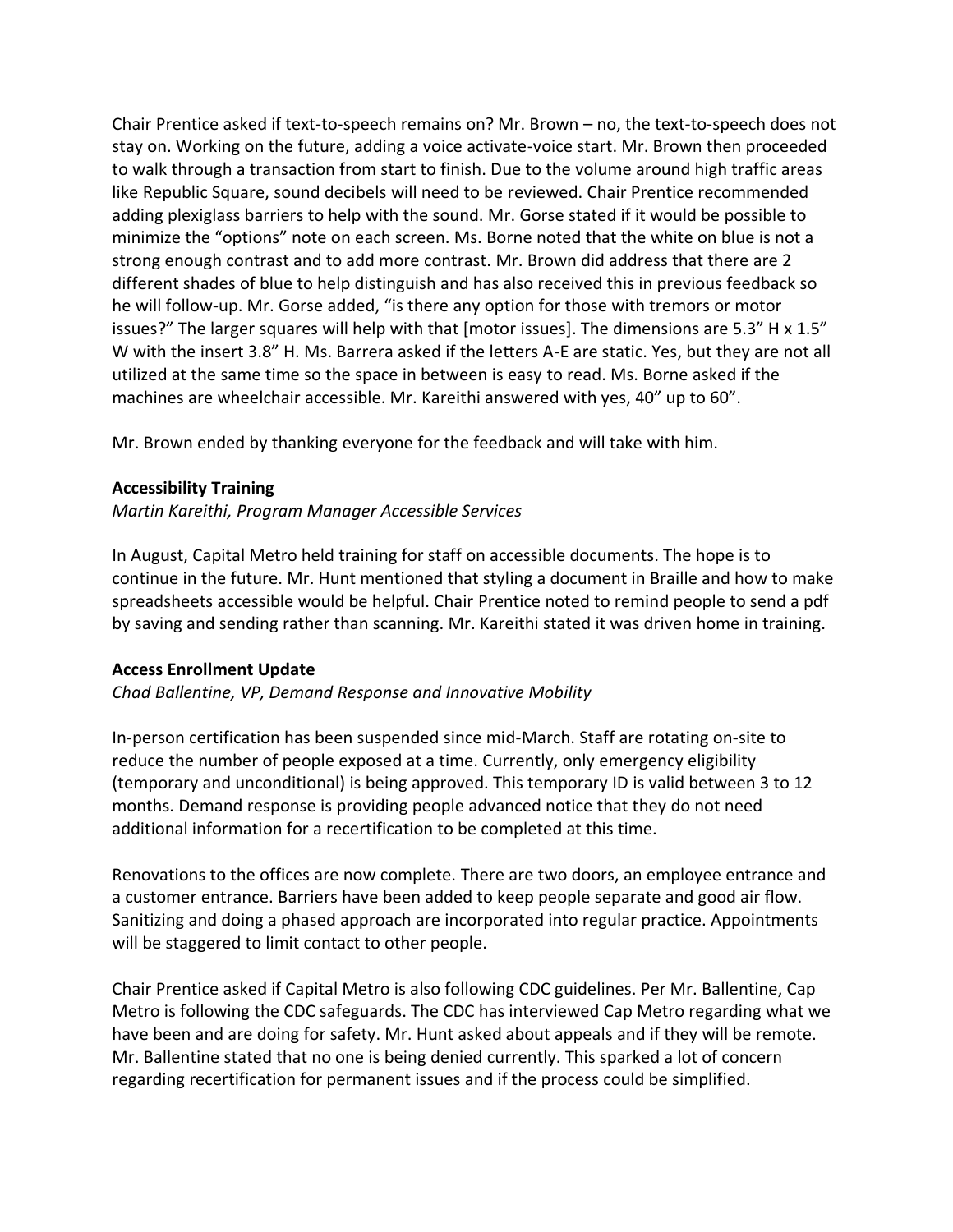Chair Prentice asked if text-to-speech remains on? Mr. Brown – no, the text-to-speech does not stay on. Working on the future, adding a voice activate-voice start. Mr. Brown then proceeded to walk through a transaction from start to finish. Due to the volume around high traffic areas like Republic Square, sound decibels will need to be reviewed. Chair Prentice recommended adding plexiglass barriers to help with the sound. Mr. Gorse stated if it would be possible to minimize the "options" note on each screen. Ms. Borne noted that the white on blue is not a strong enough contrast and to add more contrast. Mr. Brown did address that there are 2 different shades of blue to help distinguish and has also received this in previous feedback so he will follow-up. Mr. Gorse added, "is there any option for those with tremors or motor issues?" The larger squares will help with that [motor issues]. The dimensions are 5.3" H x 1.5" W with the insert 3.8" H. Ms. Barrera asked if the letters A-E are static. Yes, but they are not all utilized at the same time so the space in between is easy to read. Ms. Borne asked if the machines are wheelchair accessible. Mr. Kareithi answered with yes, 40" up to 60".

Mr. Brown ended by thanking everyone for the feedback and will take with him.

**Accessibility Training**

*Martin Kareithi, Program Manager Accessible Services*

In August, Capital Metro held training for staff on accessible documents. The hope is to continue in the future. Mr. Hunt mentioned that styling a document in Braille and how to make spreadsheets accessible would be helpful. Chair Prentice noted to remind people to send a pdf by saving and sending rather than scanning. Mr. Kareithi stated it was driven home in training.

**Access Enrollment Update**

*Chad Ballentine, VP, Demand Response and Innovative Mobility*

In-person certification has been suspended since mid-March. Staff are rotating on-site to reduce the number of people exposed at a time. Currently, only emergency eligibility (temporary and unconditional) is being approved. This temporary ID is valid between 3 to 12 months. Demand response is providing people advanced notice that they do not need additional information for a recertification to be completed at this time.

Renovations to the offices are now complete. There are two doors, an employee entrance and a customer entrance. Barriers have been added to keep people separate and good air flow. Sanitizing and doing a phased approach are incorporated into regular practice. Appointments will be staggered to limit contact to other people.

Chair Prentice asked if Capital Metro is also following CDC guidelines. Per Mr. Ballentine, Cap Metro is following the CDC safeguards. The CDC has interviewed Cap Metro regarding what we have been and are doing for safety. Mr. Hunt asked about appeals and if they will be remote. Mr. Ballentine stated that no one is being denied currently. This sparked a lot of concern regarding recertification for permanent issues and if the process could be simplified.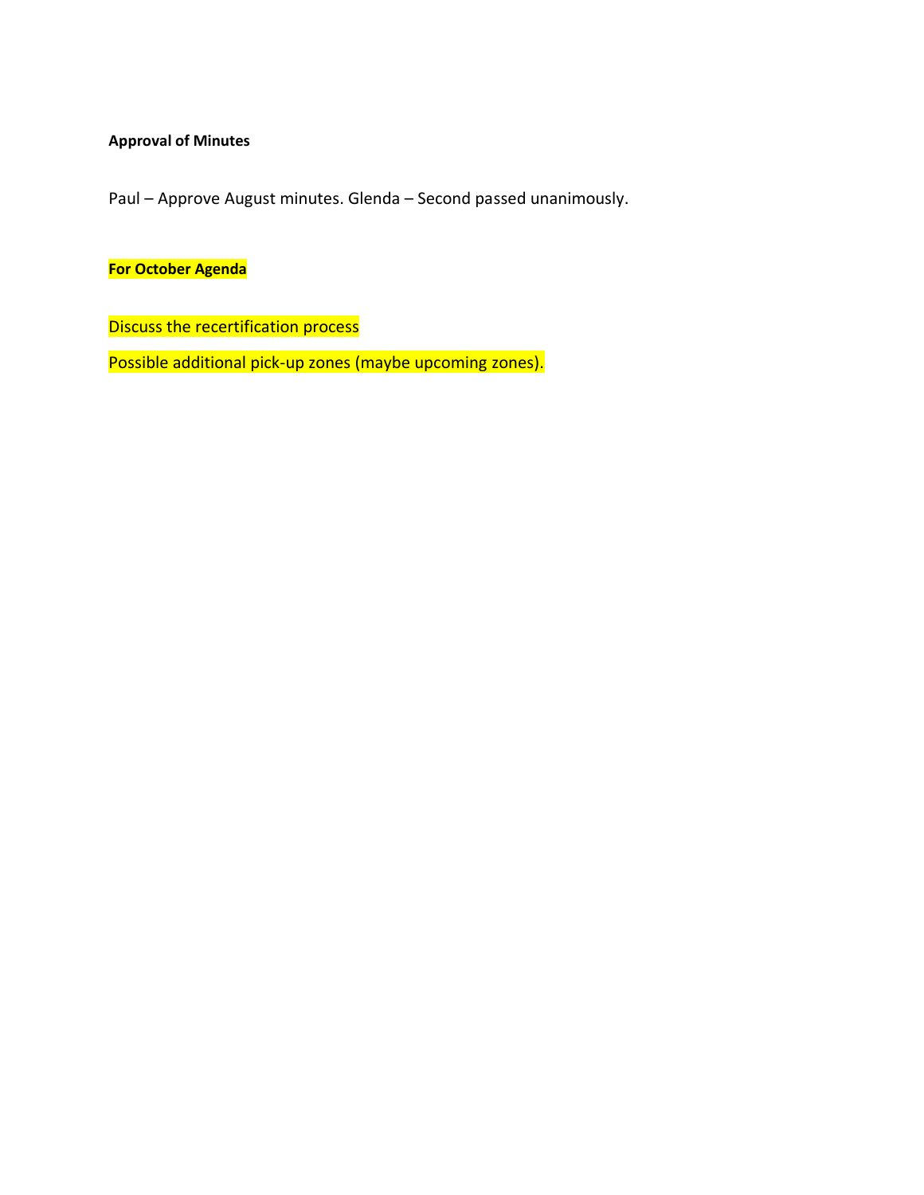**Approval of Minutes**

Paul – Approve August minutes. Glenda – Second passed unanimously.

**For October Agenda**

Discuss the recertification process

Possible additional pick-up zones (maybe upcoming zones).